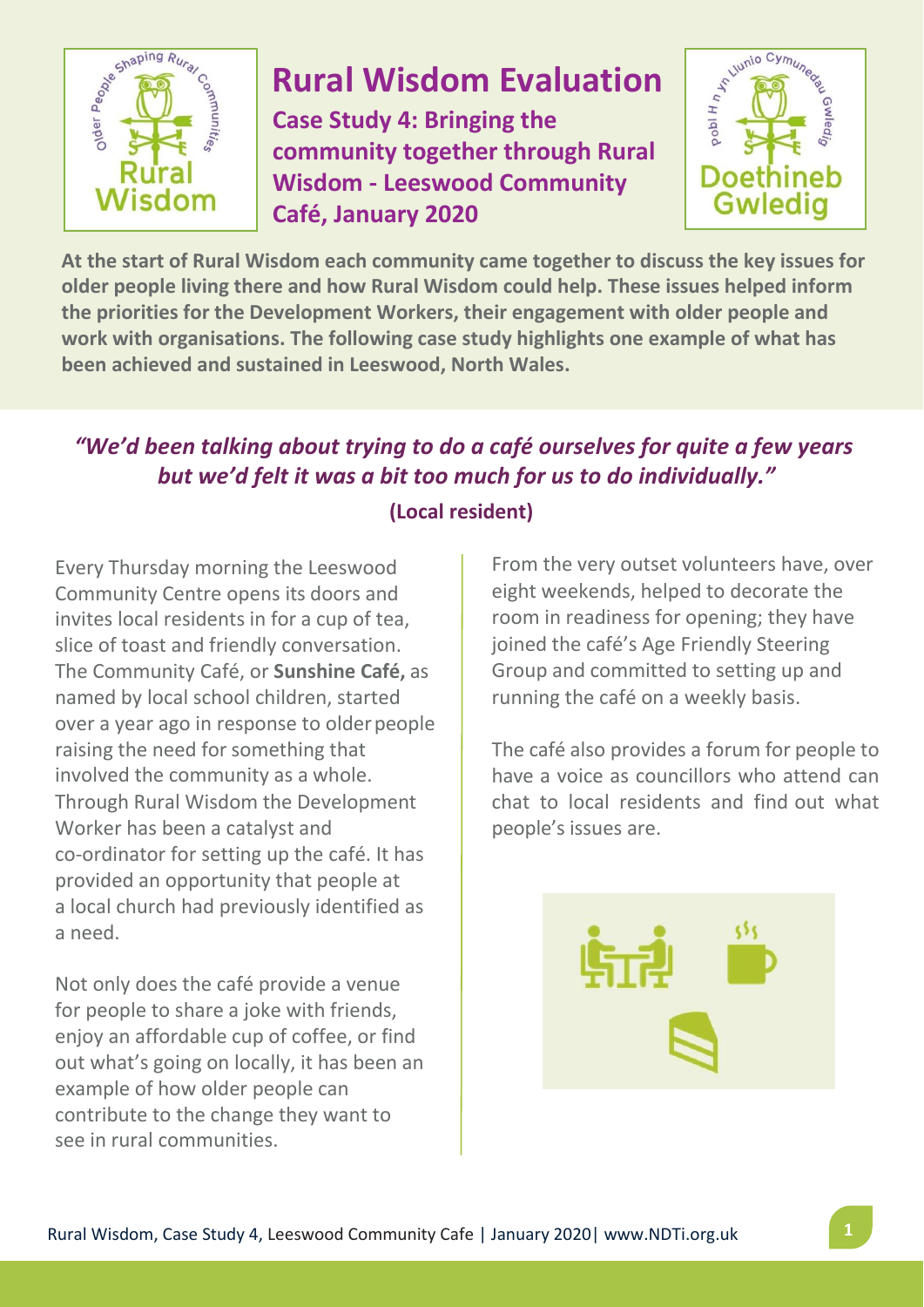# Rural Wisdom Evaluation

## Case Study 4: Bringing the community together through Rural Wisdom - Leeswood Community Café, January 2020

**At the start of Rural Wisdom each community came together to discuss the key issues for older people living there and how Rural Wisdom could help. These issues helped inform the priorities for the Development Workers, their engagement with older people and work with organisations. The following case study highlights one example of what has been achieved and sustained in Leeswood, North Wales.**

***"We'd been talking about trying to do a café ourselves for quite a few years but we'd felt it was a bit too much for us to do individually."***

**(Local resident)**

Every Thursday morning the Leeswood Community Centre opens its doors and invites local residents in for a cup of tea, slice of toast and friendly conversation. The Community Café, or **Sunshine Café,** as named by local school children, started over a year ago in response to older people raising the need for something that involved the community as a whole. Through Rural Wisdom the Development Worker has been a catalyst and co-ordinator for setting up the café. It has provided an opportunity that people at a local church had previously identified as a need.

Not only does the café provide a venue for people to share a joke with friends, enjoy an affordable cup of coffee, or find out what's going on locally, it has been an example of how older people can contribute to the change they want to see in rural communities.

From the very outset volunteers have, over eight weekends, helped to decorate the room in readiness for opening; they have joined the café's Age Friendly Steering Group and committed to setting up and running the café on a weekly basis.

The café also provides a forum for people to have a voice as councillors who attend can chat to local residents and find out what people's issues are.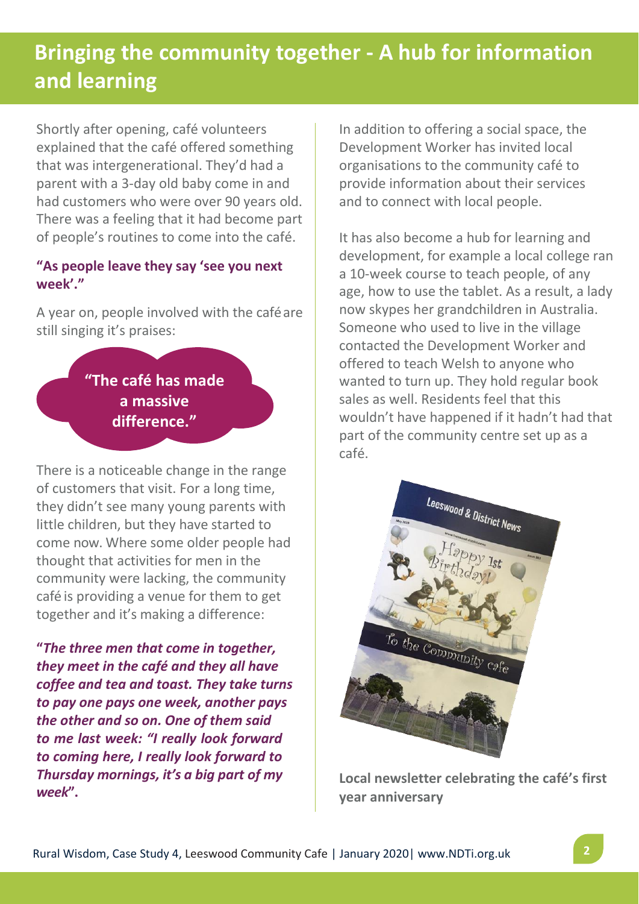# Bringing the community together - A hub for information and learning

Shortly after opening, café volunteers explained that the café offered something that was intergenerational. They'd had a parent with a 3-day old baby come in and had customers who were over 90 years old. There was a feeling that it had become part of people's routines to come into the café.

**"As people leave they say 'see you next week'."**

A year on, people involved with the café are still singing it's praises:

**"The café has made a massive difference."**

There is a noticeable change in the range of customers that visit. For a long time, they didn't see many young parents with little children, but they have started to come now. Where some older people had thought that activities for men in the community were lacking, the community café is providing a venue for them to get together and it's making a difference:

***"The three men that come in together, they meet in the café and they all have coffee and tea and toast. They take turns to pay one pays one week, another pays the other and so on. One of them said to me last week: "I really look forward to coming here, I really look forward to Thursday mornings, it's a big part of my week".***

In addition to offering a social space, the Development Worker has invited local organisations to the community café to provide information about their services and to connect with local people.

It has also become a hub for learning and development, for example a local college ran a 10-week course to teach people, of any age, how to use the tablet. As a result, a lady now skypes her grandchildren in Australia. Someone who used to live in the village contacted the Development Worker and offered to teach Welsh to anyone who wanted to turn up. They hold regular book sales as well. Residents feel that this wouldn't have happened if it hadn't had that part of the community centre set up as a café.

**Local newsletter celebrating the café's first year anniversary**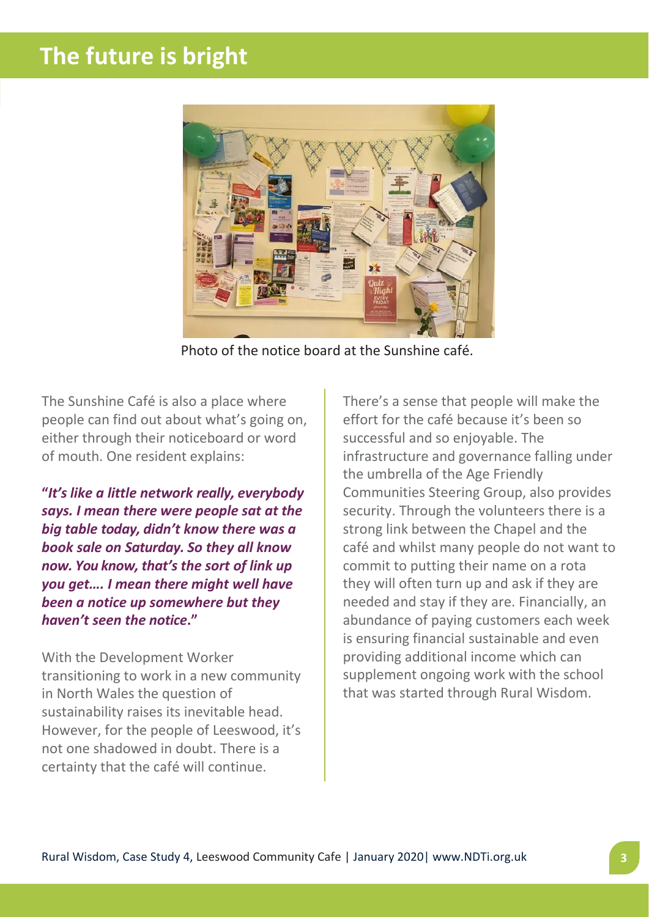# The future is bright

Photo of the notice board at the Sunshine café.

The Sunshine Café is also a place where people can find out about what's going on, either through their noticeboard or word of mouth. One resident explains:

***"It's like a little network really, everybody says. I mean there were people sat at the big table today, didn't know there was a book sale on Saturday. So they all know now. You know, that's the sort of link up you get…. I mean there might well have been a notice up somewhere but they haven't seen the notice."***

With the Development Worker transitioning to work in a new community in North Wales the question of sustainability raises its inevitable head. However, for the people of Leeswood, it's not one shadowed in doubt. There is a certainty that the café will continue.

There's a sense that people will make the effort for the café because it's been so successful and so enjoyable. The infrastructure and governance falling under the umbrella of the Age Friendly Communities Steering Group, also provides security. Through the volunteers there is a strong link between the Chapel and the café and whilst many people do not want to commit to putting their name on a rota they will often turn up and ask if they are needed and stay if they are. Financially, an abundance of paying customers each week is ensuring financial sustainable and even providing additional income which can supplement ongoing work with the school that was started through Rural Wisdom.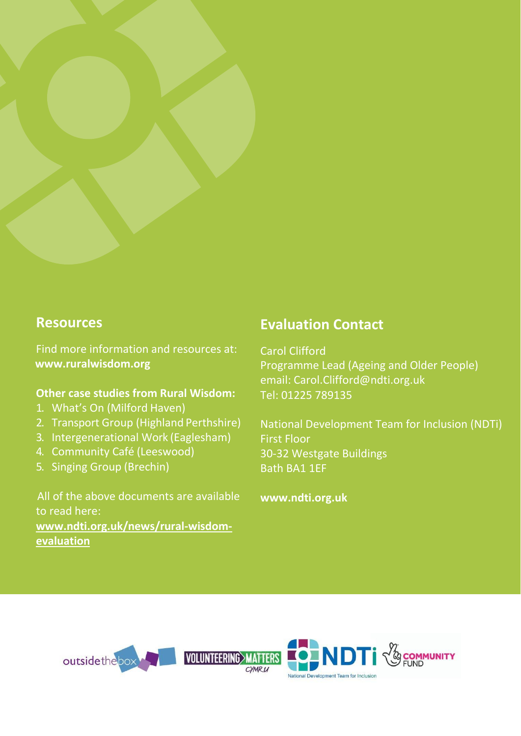## Resources

Find more information and resources at:
**www.ruralwisdom.org**

**Other case studies from Rural Wisdom:**

1. What's On (Milford Haven)
2. Transport Group (Highland Perthshire)
3. Intergenerational Work (Eaglesham)
4. Community Café (Leeswood)
5. Singing Group (Brechin)

All of the above documents are available to read here:
**www.ndti.org.uk/news/rural-wisdom-evaluation**

## Evaluation Contact

Carol Clifford
Programme Lead (Ageing and Older People)
email: Carol.Clifford@ndti.org.uk
Tel: 01225 789135

National Development Team for Inclusion (NDTi)
First Floor
30-32 Westgate Buildings
Bath BA1 1EF

**www.ndti.org.uk**